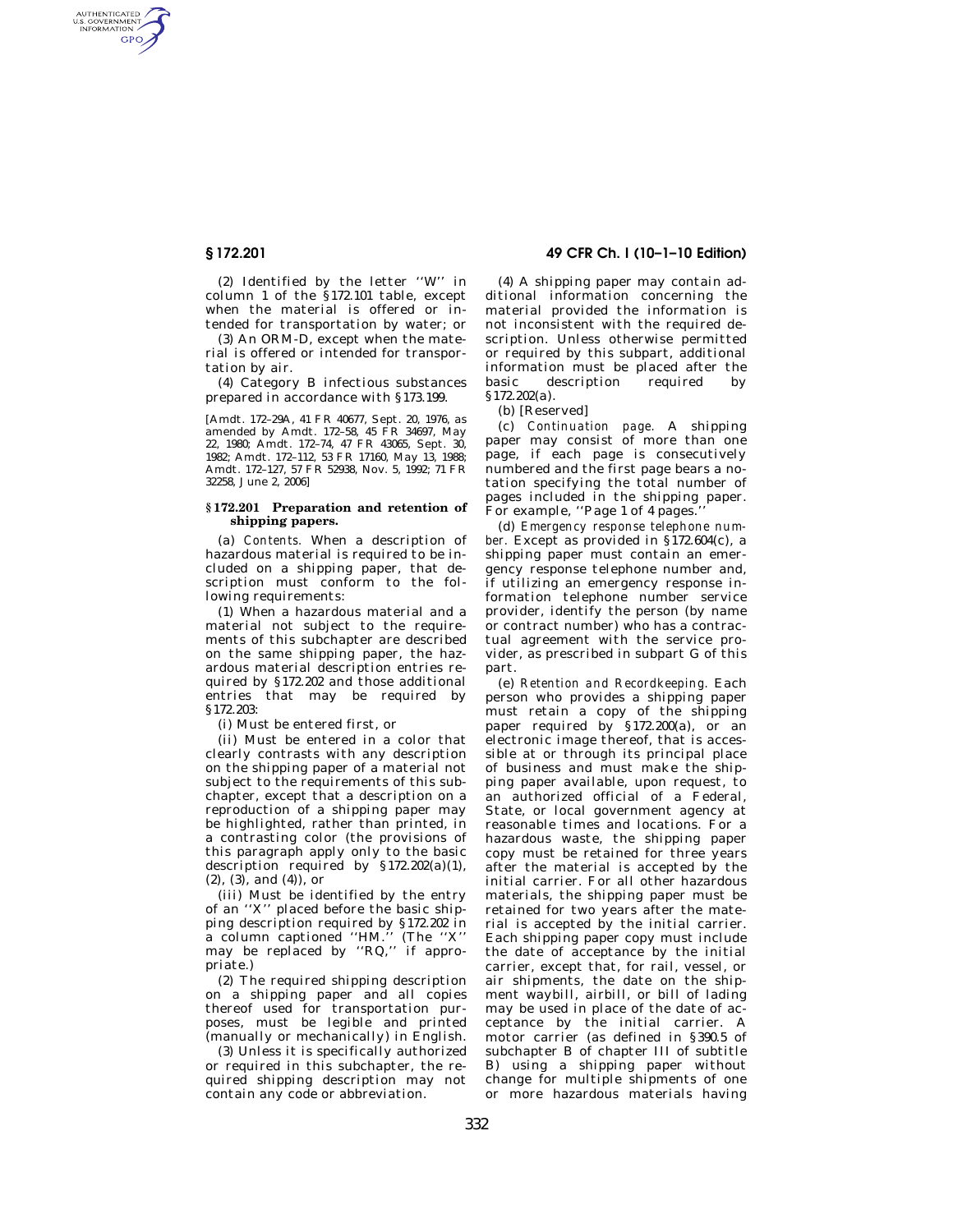(2) Identified by the letter ''W'' in column 1 of the §172.101 table, except when the material is offered or intended for transportation by water; or

(3) An ORM-D, except when the material is offered or intended for transportation by air.

(4) Category B infectious substances prepared in accordance with §173.199.

[Amdt. 172-29A, 41 FR 40677, Sept. 20, 1976, as amended by Amdt. 172-58, 45 FR 34697, May 22, 1980; Amdt. 172-74, 47 FR 43065, Sept. 30, 1982; Amdt. 172-112, 53 FR 17160, May 13, 1988; Amdt. 172-127, 57 FR 52938, Nov. 5, 1992; 71 FR 32258, June 2, 2006]

## §172.201 Preparation and retention of shipping papers.

(a) *Contents.* When a description of hazardous material is required to be included on a shipping paper, that description must conform to the following requirements:

(1) When a hazardous material and a material not subject to the requirements of this subchapter are described on the same shipping paper, the hazardous material description entries required by §172.202 and those additional entries that may be required by §172.203:

(i) Must be entered first, or

(ii) Must be entered in a color that clearly contrasts with any description on the shipping paper of a material not subject to the requirements of this subchapter, except that a description on a reproduction of a shipping paper may be highlighted, rather than printed, in a contrasting color (the provisions of this paragraph apply only to the basic description required by §172.202(a)(1), (2), (3), and (4)), or

(iii) Must be identified by the entry of an ''X'' placed before the basic shipping description required by §172.202 in a column captioned ''HM.'' (The ''X'' may be replaced by ''RQ,'' if appropriate.)

(2) The required shipping description on a shipping paper and all copies thereof used for transportation purposes, must be legible and printed (manually or mechanically) in English.

(3) Unless it is specifically authorized or required in this subchapter, the required shipping description may not contain any code or abbreviation.

(4) A shipping paper may contain additional information concerning the material provided the information is not inconsistent with the required description. Unless otherwise permitted or required by this subpart, additional information must be placed after the basic description required by §172.202(a).

(b) [Reserved]

(c) *Continuation page.* A shipping paper may consist of more than one page, if each page is consecutively numbered and the first page bears a notation specifying the total number of pages included in the shipping paper. For example, ''Page 1 of 4 pages.''

(d) *Emergency response telephone number.* Except as provided in §172.604(c), a shipping paper must contain an emergency response telephone number and, if utilizing an emergency response information telephone number service provider, identify the person (by name or contract number) who has a contractual agreement with the service provider, as prescribed in subpart G of this part.

(e) *Retention and Recordkeeping.* Each person who provides a shipping paper must retain a copy of the shipping paper required by §172.200(a), or an electronic image thereof, that is accessible at or through its principal place of business and must make the shipping paper available, upon request, to an authorized official of a Federal, State, or local government agency at reasonable times and locations. For a hazardous waste, the shipping paper copy must be retained for three years after the material is accepted by the initial carrier. For all other hazardous materials, the shipping paper must be retained for two years after the material is accepted by the initial carrier. Each shipping paper copy must include the date of acceptance by the initial carrier, except that, for rail, vessel, or air shipments, the date on the shipment waybill, airbill, or bill of lading may be used in place of the date of acceptance by the initial carrier. A motor carrier (as defined in §390.5 of subchapter B of chapter III of subtitle B) using a shipping paper without change for multiple shipments of one or more hazardous materials having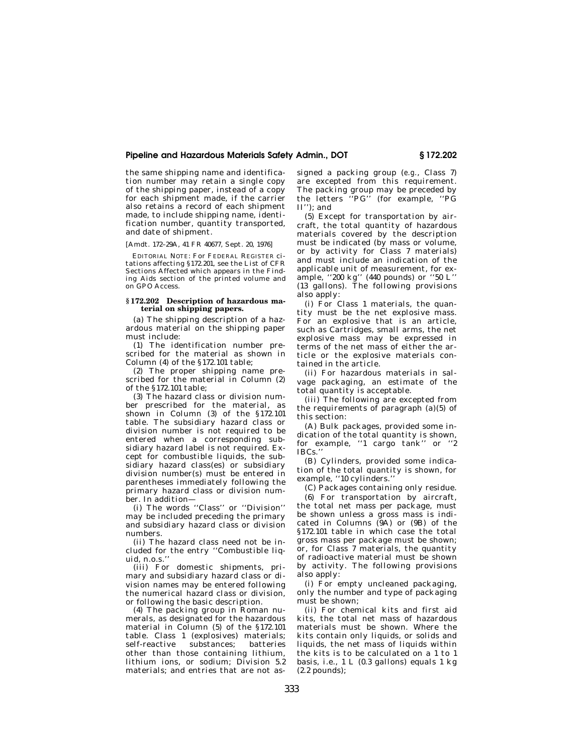the same shipping name and identification number may retain a single copy of the shipping paper, instead of a copy for each shipment made, if the carrier also retains a record of each shipment made, to include shipping name, identification number, quantity transported, and date of shipment.

[Amdt. 172–29A, 41 FR 40677, Sept. 20, 1976]

EDITORIAL NOTE: For FEDERAL REGISTER citations affecting §172.201, see the List of CFR Sections Affected which appears in the Finding Aids section of the printed volume and on GPO Access.

### § 172.202 Description of hazardous material on shipping papers.

(a) The shipping description of a hazardous material on the shipping paper must include:

(1) The identification number prescribed for the material as shown in Column (4) of the §172.101 table;

(2) The proper shipping name prescribed for the material in Column (2) of the §172.101 table;

(3) The hazard class or division number prescribed for the material, as shown in Column (3) of the §172.101 table. The subsidiary hazard class or division number is not required to be entered when a corresponding subsidiary hazard label is not required. Except for combustible liquids, the subsidiary hazard class(es) or subsidiary division number(s) must be entered in parentheses immediately following the primary hazard class or division number. In addition—

(i) The words ''Class'' or ''Division'' may be included preceding the primary and subsidiary hazard class or division numbers.

(ii) The hazard class need not be included for the entry ''Combustible liquid, n.o.s.''

(iii) For domestic shipments, primary and subsidiary hazard class or division names may be entered following the numerical hazard class or division, or following the basic description.

(4) The packing group in Roman numerals, as designated for the hazardous material in Column (5) of the §172.101 table. Class 1 (explosives) materials; self-reactive substances; batteries other than those containing lithium, lithium ions, or sodium; Division 5.2 materials; and entries that are not assigned a packing group (*e.g.*, Class 7) are excepted from this requirement. The packing group may be preceded by the letters ''PG'' (for example, ''PG II''); and

(5) Except for transportation by aircraft, the total quantity of hazardous materials covered by the description must be indicated (by mass or volume, or by activity for Class 7 materials) and must include an indication of the applicable unit of measurement, for example, ''200 kg'' (440 pounds) or ''50 L'' (13 gallons). The following provisions also apply:

(i) For Class 1 materials, the quantity must be the net explosive mass. For an explosive that is an article, such as Cartridges, small arms, the net explosive mass may be expressed in terms of the net mass of either the article or the explosive materials contained in the article.

(ii) For hazardous materials in salvage packaging, an estimate of the total quantity is acceptable.

(iii) The following are excepted from the requirements of paragraph (a)(5) of this section:

(A) Bulk packages, provided some indication of the total quantity is shown, for example, ''1 cargo tank'' or ''2 IBCs.''

(B) Cylinders, provided some indication of the total quantity is shown, for example, ''10 cylinders.''

(C) Packages containing only residue.

(6) For transportation by aircraft, the total net mass per package, must be shown unless a gross mass is indicated in Columns (9A) or (9B) of the §172.101 table in which case the total gross mass per package must be shown; or, for Class 7 materials, the quantity of radioactive material must be shown by activity. The following provisions also apply:

(i) For empty uncleaned packaging, only the number and type of packaging must be shown;

(ii) For chemical kits and first aid kits, the total net mass of hazardous materials must be shown. Where the kits contain only liquids, or solids and liquids, the net mass of liquids within the kits is to be calculated on a 1 to 1 basis, i.e., 1 L (0.3 gallons) equals 1 kg (2.2 pounds);